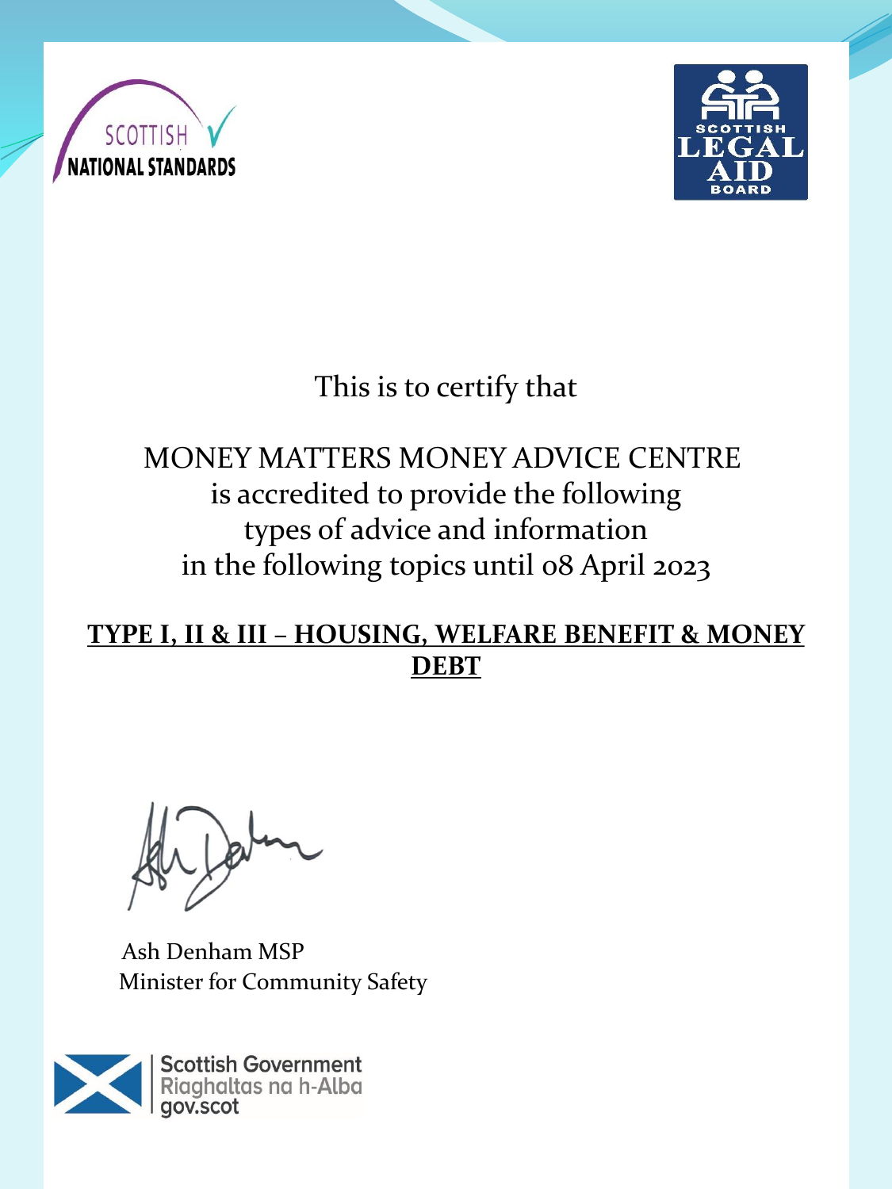SCOTTISH NATIONAL STANDARDS

SCOTTISH LEGAL AID BOARD

This is to certify that

MONEY MATTERS MONEY ADVICE CENTRE
is accredited to provide the following
types of advice and information
in the following topics until 08 April 2023

**TYPE I, II & III – HOUSING, WELFARE BENEFIT & MONEY DEBT**

Ash Denham MSP
Minister for Community Safety

Scottish Government
Riaghaltas na h-Alba
gov.scot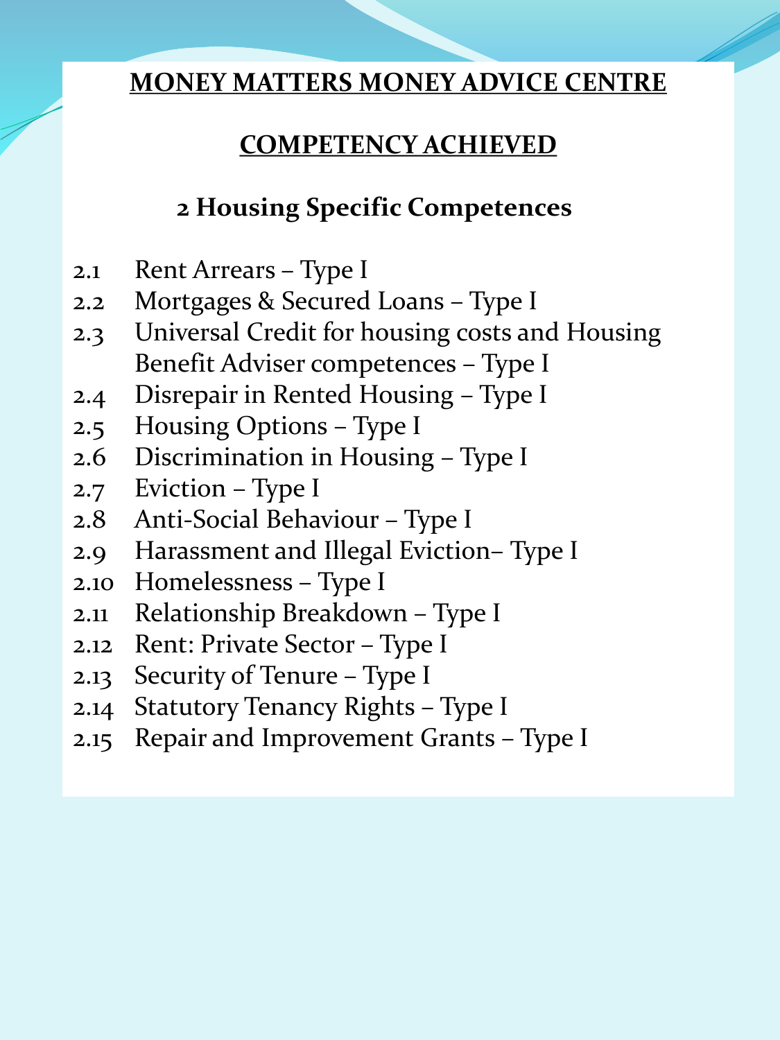# MONEY MATTERS MONEY ADVICE CENTRE

## COMPETENCY ACHIEVED

### 2 Housing Specific Competences

- 2.1 Rent Arrears – Type I
- 2.2 Mortgages & Secured Loans – Type I
- 2.3 Universal Credit for housing costs and Housing Benefit Adviser competences – Type I
- 2.4 Disrepair in Rented Housing – Type I
- 2.5 Housing Options – Type I
- 2.6 Discrimination in Housing – Type I
- 2.7 Eviction – Type I
- 2.8 Anti-Social Behaviour – Type I
- 2.9 Harassment and Illegal Eviction– Type I
- 2.10 Homelessness – Type I
- 2.11 Relationship Breakdown – Type I
- 2.12 Rent: Private Sector – Type I
- 2.13 Security of Tenure – Type I
- 2.14 Statutory Tenancy Rights – Type I
- 2.15 Repair and Improvement Grants – Type I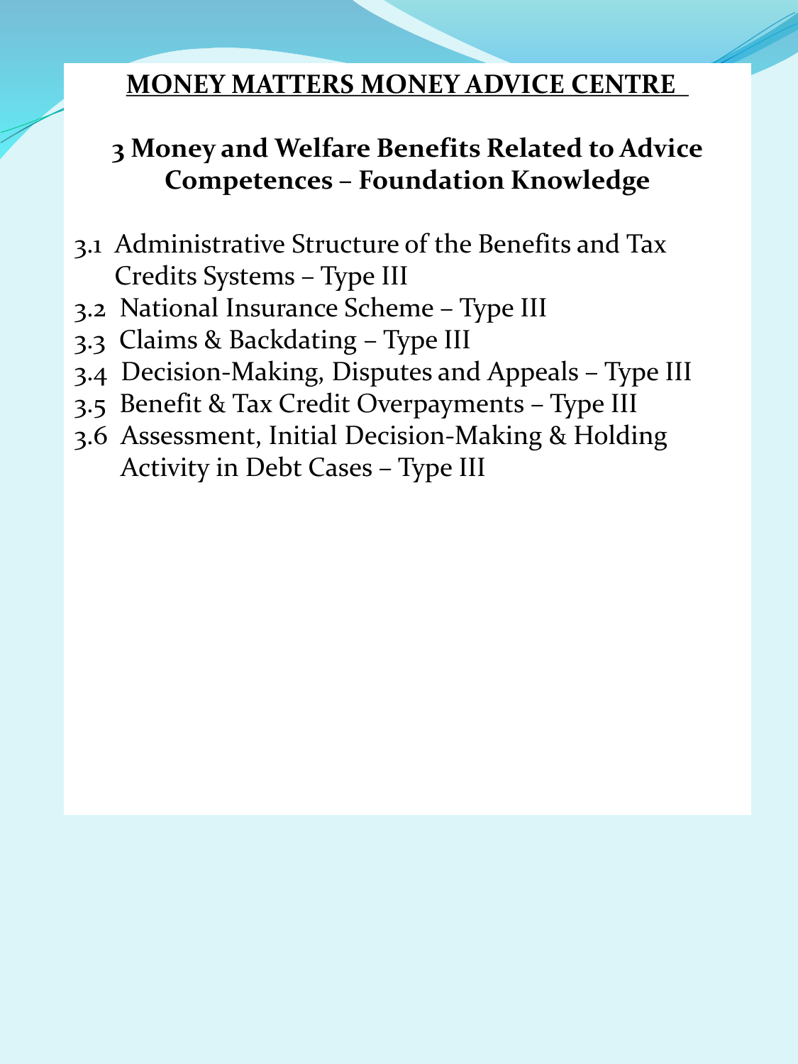**MONEY MATTERS MONEY ADVICE CENTRE**

## 3 Money and Welfare Benefits Related to Advice Competences – Foundation Knowledge

- 3.1 Administrative Structure of the Benefits and Tax Credits Systems – Type III
- 3.2 National Insurance Scheme – Type III
- 3.3 Claims & Backdating – Type III
- 3.4 Decision-Making, Disputes and Appeals – Type III
- 3.5 Benefit & Tax Credit Overpayments – Type III
- 3.6 Assessment, Initial Decision-Making & Holding Activity in Debt Cases – Type III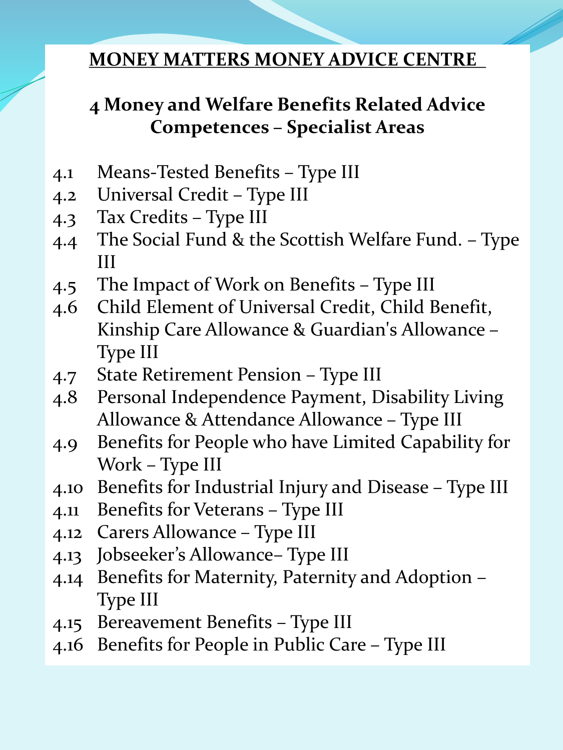# MONEY MATTERS MONEY ADVICE CENTRE

## 4 Money and Welfare Benefits Related Advice Competences – Specialist Areas

- 4.1 Means-Tested Benefits – Type III
- 4.2 Universal Credit – Type III
- 4.3 Tax Credits – Type III
- 4.4 The Social Fund & the Scottish Welfare Fund. – Type III
- 4.5 The Impact of Work on Benefits – Type III
- 4.6 Child Element of Universal Credit, Child Benefit, Kinship Care Allowance & Guardian's Allowance – Type III
- 4.7 State Retirement Pension – Type III
- 4.8 Personal Independence Payment, Disability Living Allowance & Attendance Allowance – Type III
- 4.9 Benefits for People who have Limited Capability for Work – Type III
- 4.10 Benefits for Industrial Injury and Disease – Type III
- 4.11 Benefits for Veterans – Type III
- 4.12 Carers Allowance – Type III
- 4.13 Jobseeker's Allowance– Type III
- 4.14 Benefits for Maternity, Paternity and Adoption – Type III
- 4.15 Bereavement Benefits – Type III
- 4.16 Benefits for People in Public Care – Type III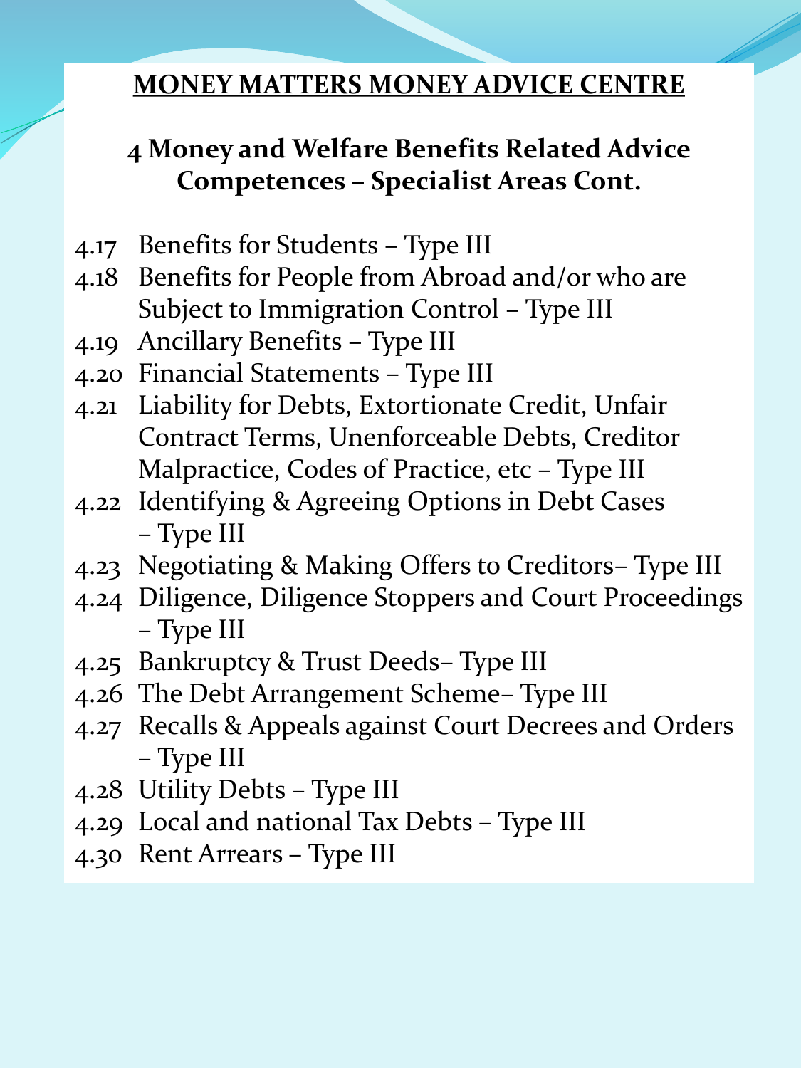**MONEY MATTERS MONEY ADVICE CENTRE**

## 4 Money and Welfare Benefits Related Advice Competences – Specialist Areas Cont.

- 4.17 Benefits for Students – Type III
- 4.18 Benefits for People from Abroad and/or who are Subject to Immigration Control – Type III
- 4.19 Ancillary Benefits – Type III
- 4.20 Financial Statements – Type III
- 4.21 Liability for Debts, Extortionate Credit, Unfair Contract Terms, Unenforceable Debts, Creditor Malpractice, Codes of Practice, etc – Type III
- 4.22 Identifying & Agreeing Options in Debt Cases – Type III
- 4.23 Negotiating & Making Offers to Creditors– Type III
- 4.24 Diligence, Diligence Stoppers and Court Proceedings – Type III
- 4.25 Bankruptcy & Trust Deeds– Type III
- 4.26 The Debt Arrangement Scheme– Type III
- 4.27 Recalls & Appeals against Court Decrees and Orders – Type III
- 4.28 Utility Debts – Type III
- 4.29 Local and national Tax Debts – Type III
- 4.30 Rent Arrears – Type III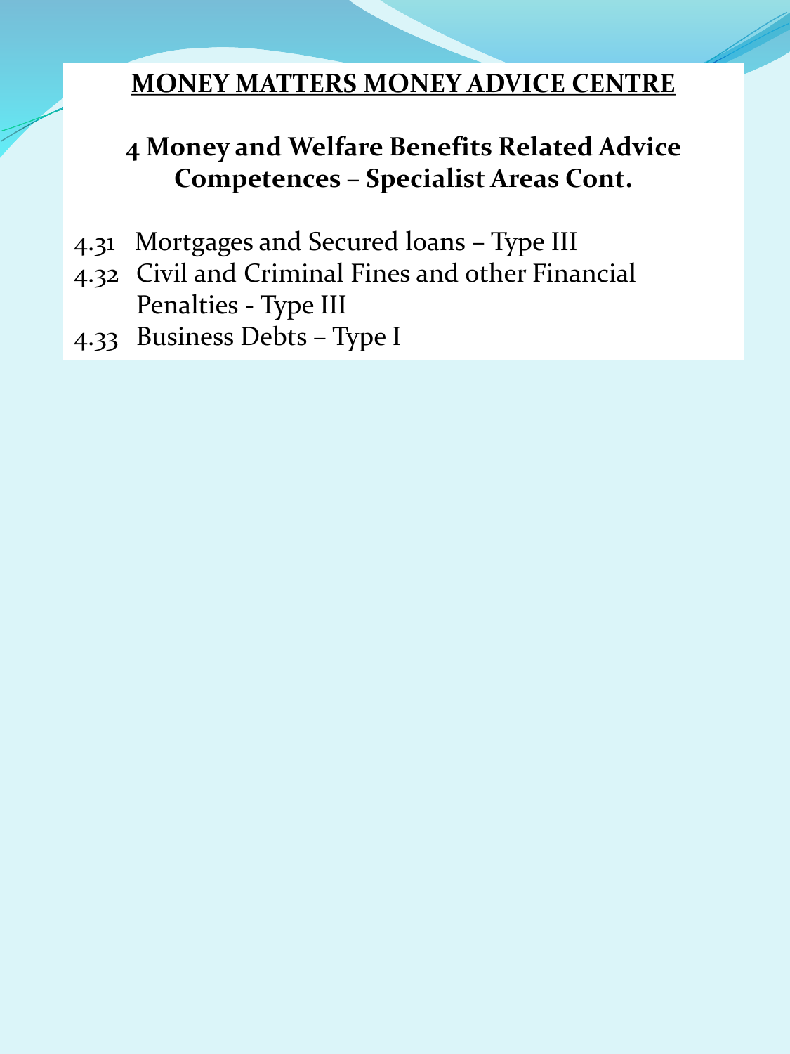# MONEY MATTERS MONEY ADVICE CENTRE

## 4 Money and Welfare Benefits Related Advice Competences – Specialist Areas Cont.

4.31 Mortgages and Secured loans – Type III
4.32 Civil and Criminal Fines and other Financial Penalties - Type III
4.33 Business Debts – Type I